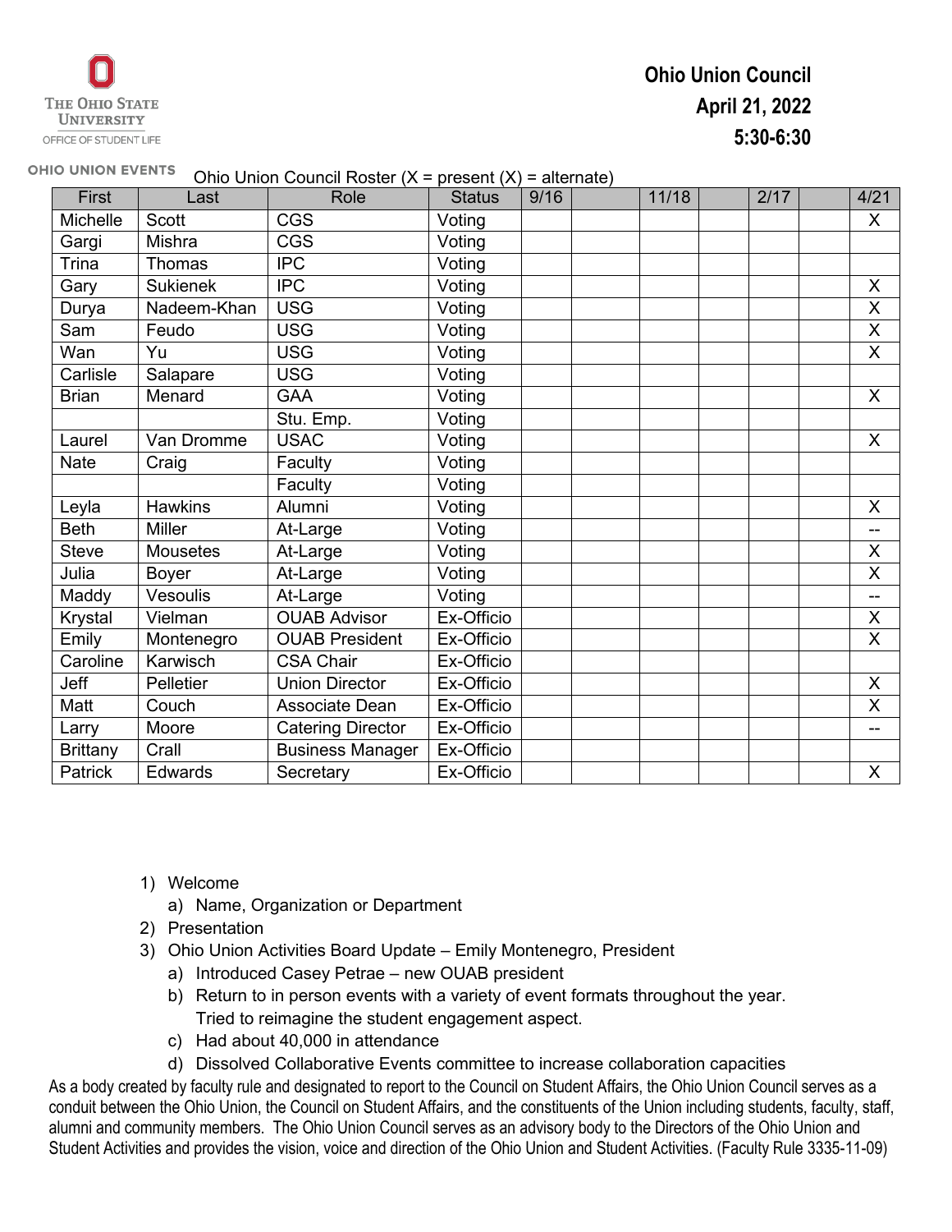THE OHIO STATE UNIVERSITY
OFFICE OF STUDENT LIFE

OHIO UNION EVENTS

# Ohio Union Council
## April 21, 2022
## 5:30-6:30

Ohio Union Council Roster (X = present (X) = alternate)

| First | Last | Role | Status | 9/16 | | 11/18 | | 2/17 | | 4/21 |
|---|---|---|---|---|---|---|---|---|---|---|
| Michelle | Scott | CGS | Voting | | | | | | | X |
| Gargi | Mishra | CGS | Voting | | | | | | | |
| Trina | Thomas | IPC | Voting | | | | | | | |
| Gary | Sukienek | IPC | Voting | | | | | | | X |
| Durya | Nadeem-Khan | USG | Voting | | | | | | | X |
| Sam | Feudo | USG | Voting | | | | | | | X |
| Wan | Yu | USG | Voting | | | | | | | X |
| Carlisle | Salapare | USG | Voting | | | | | | | |
| Brian | Menard | GAA | Voting | | | | | | | X |
| | | Stu. Emp. | Voting | | | | | | | |
| Laurel | Van Dromme | USAC | Voting | | | | | | | X |
| Nate | Craig | Faculty | Voting | | | | | | | |
| | | Faculty | Voting | | | | | | | |
| Leyla | Hawkins | Alumni | Voting | | | | | | | X |
| Beth | Miller | At-Large | Voting | | | | | | | -- |
| Steve | Mousetes | At-Large | Voting | | | | | | | X |
| Julia | Boyer | At-Large | Voting | | | | | | | X |
| Maddy | Vesoulis | At-Large | Voting | | | | | | | -- |
| Krystal | Vielman | OUAB Advisor | Ex-Officio | | | | | | | X |
| Emily | Montenegro | OUAB President | Ex-Officio | | | | | | | X |
| Caroline | Karwisch | CSA Chair | Ex-Officio | | | | | | | |
| Jeff | Pelletier | Union Director | Ex-Officio | | | | | | | X |
| Matt | Couch | Associate Dean | Ex-Officio | | | | | | | X |
| Larry | Moore | Catering Director | Ex-Officio | | | | | | | -- |
| Brittany | Crall | Business Manager | Ex-Officio | | | | | | | |
| Patrick | Edwards | Secretary | Ex-Officio | | | | | | | X |

1) Welcome
   a) Name, Organization or Department
2) Presentation
3) Ohio Union Activities Board Update – Emily Montenegro, President
   a) Introduced Casey Petrae – new OUAB president
   b) Return to in person events with a variety of event formats throughout the year. Tried to reimagine the student engagement aspect.
   c) Had about 40,000 in attendance
   d) Dissolved Collaborative Events committee to increase collaboration capacities

As a body created by faculty rule and designated to report to the Council on Student Affairs, the Ohio Union Council serves as a conduit between the Ohio Union, the Council on Student Affairs, and the constituents of the Union including students, faculty, staff, alumni and community members. The Ohio Union Council serves as an advisory body to the Directors of the Ohio Union and Student Activities and provides the vision, voice and direction of the Ohio Union and Student Activities. (Faculty Rule 3335-11-09)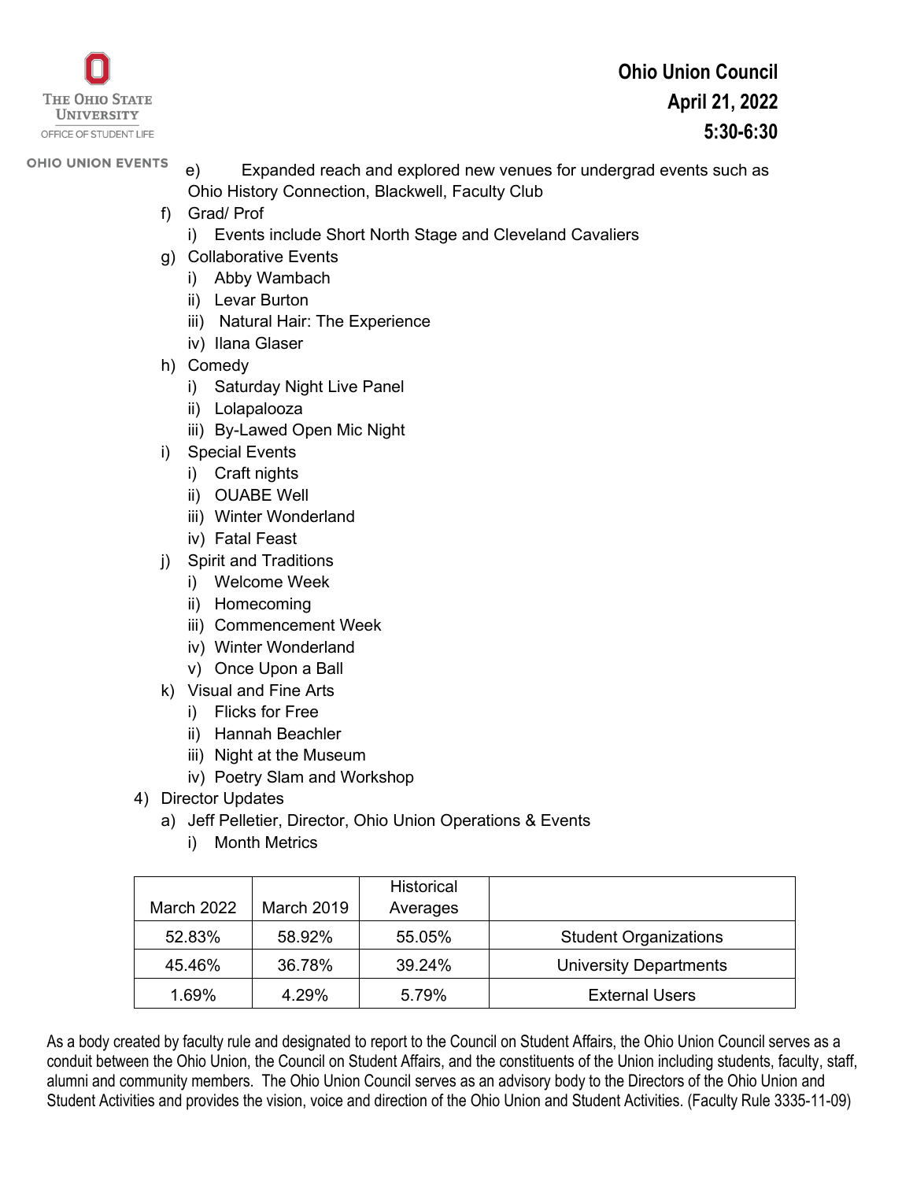e) Expanded reach and explored new venues for undergrad events such as Ohio History Connection, Blackwell, Faculty Club

f) Grad/ Prof
   - i) Events include Short North Stage and Cleveland Cavaliers

g) Collaborative Events
   - i) Abby Wambach
   - ii) Levar Burton
   - iii) Natural Hair: The Experience
   - iv) Ilana Glaser

h) Comedy
   - i) Saturday Night Live Panel
   - ii) Lolapalooza
   - iii) By-Lawed Open Mic Night

i) Special Events
   - i) Craft nights
   - ii) OUABE Well
   - iii) Winter Wonderland
   - iv) Fatal Feast

j) Spirit and Traditions
   - i) Welcome Week
   - ii) Homecoming
   - iii) Commencement Week
   - iv) Winter Wonderland
   - v) Once Upon a Ball

k) Visual and Fine Arts
   - i) Flicks for Free
   - ii) Hannah Beachler
   - iii) Night at the Museum
   - iv) Poetry Slam and Workshop

4) Director Updates
   - a) Jeff Pelletier, Director, Ohio Union Operations & Events
     - i) Month Metrics

| March 2022 | March 2019 | Historical Averages | |
|---|---|---|---|
| 52.83% | 58.92% | 55.05% | Student Organizations |
| 45.46% | 36.78% | 39.24% | University Departments |
| 1.69% | 4.29% | 5.79% | External Users |

As a body created by faculty rule and designated to report to the Council on Student Affairs, the Ohio Union Council serves as a conduit between the Ohio Union, the Council on Student Affairs, and the constituents of the Union including students, faculty, staff, alumni and community members. The Ohio Union Council serves as an advisory body to the Directors of the Ohio Union and Student Activities and provides the vision, voice and direction of the Ohio Union and Student Activities. (Faculty Rule 3335-11-09)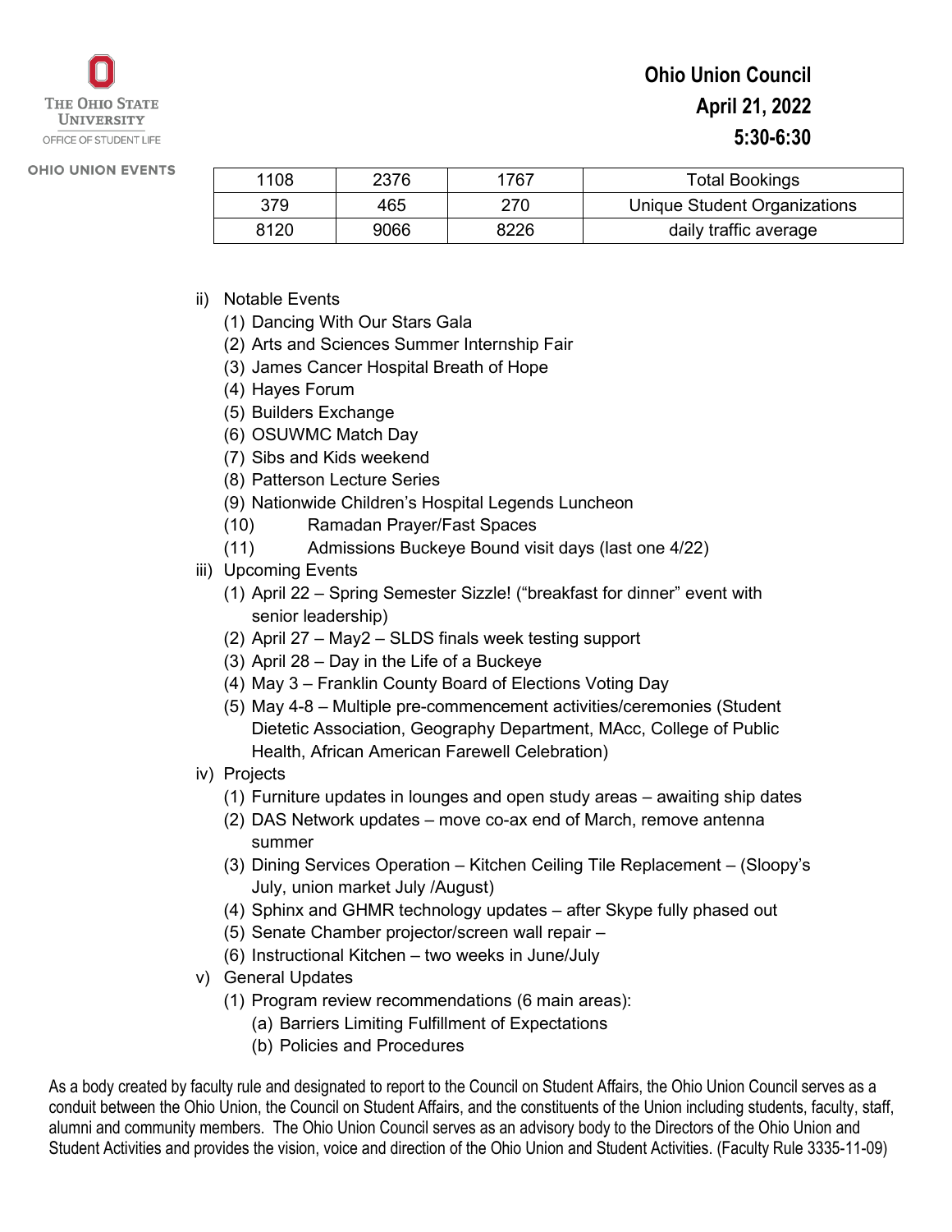The Ohio State University
Office of Student Life

OHIO UNION EVENTS

# Ohio Union Council
## April 21, 2022
## 5:30-6:30

| 1108 | 2376 | 1767 | Total Bookings |
|---|---|---|---|
| 379 | 465 | 270 | Unique Student Organizations |
| 8120 | 9066 | 8226 | daily traffic average |

ii) Notable Events
   (1) Dancing With Our Stars Gala
   (2) Arts and Sciences Summer Internship Fair
   (3) James Cancer Hospital Breath of Hope
   (4) Hayes Forum
   (5) Builders Exchange
   (6) OSUWMC Match Day
   (7) Sibs and Kids weekend
   (8) Patterson Lecture Series
   (9) Nationwide Children's Hospital Legends Luncheon
   (10) Ramadan Prayer/Fast Spaces
   (11) Admissions Buckeye Bound visit days (last one 4/22)

iii) Upcoming Events
   (1) April 22 – Spring Semester Sizzle! ("breakfast for dinner" event with senior leadership)
   (2) April 27 – May2 – SLDS finals week testing support
   (3) April 28 – Day in the Life of a Buckeye
   (4) May 3 – Franklin County Board of Elections Voting Day
   (5) May 4-8 – Multiple pre-commencement activities/ceremonies (Student Dietetic Association, Geography Department, MAcc, College of Public Health, African American Farewell Celebration)

iv) Projects
   (1) Furniture updates in lounges and open study areas – awaiting ship dates
   (2) DAS Network updates – move co-ax end of March, remove antenna summer
   (3) Dining Services Operation – Kitchen Ceiling Tile Replacement – (Sloopy's July, union market July /August)
   (4) Sphinx and GHMR technology updates – after Skype fully phased out
   (5) Senate Chamber projector/screen wall repair –
   (6) Instructional Kitchen – two weeks in June/July

v) General Updates
   (1) Program review recommendations (6 main areas):
      (a) Barriers Limiting Fulfillment of Expectations
      (b) Policies and Procedures

As a body created by faculty rule and designated to report to the Council on Student Affairs, the Ohio Union Council serves as a conduit between the Ohio Union, the Council on Student Affairs, and the constituents of the Union including students, faculty, staff, alumni and community members. The Ohio Union Council serves as an advisory body to the Directors of the Ohio Union and Student Activities and provides the vision, voice and direction of the Ohio Union and Student Activities. (Faculty Rule 3335-11-09)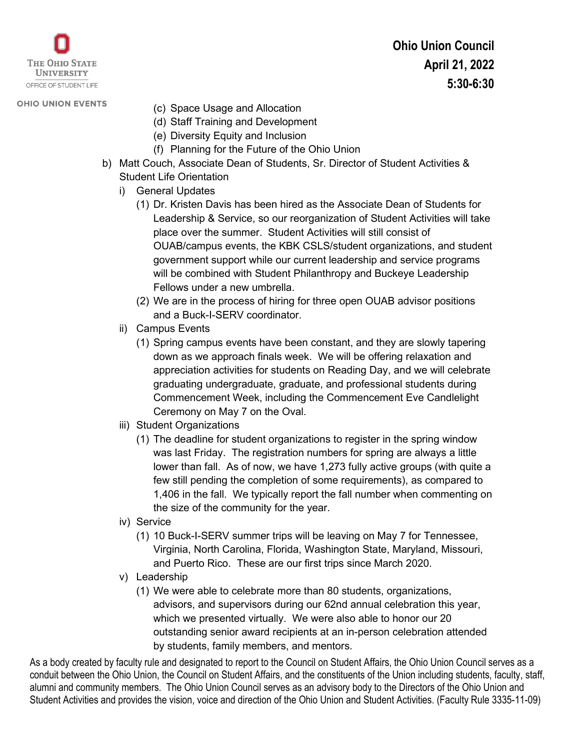(c) Space Usage and Allocation
(d) Staff Training and Development
(e) Diversity Equity and Inclusion
(f) Planning for the Future of the Ohio Union

b) Matt Couch, Associate Dean of Students, Sr. Director of Student Activities & Student Life Orientation

i) General Updates

(1) Dr. Kristen Davis has been hired as the Associate Dean of Students for Leadership & Service, so our reorganization of Student Activities will take place over the summer. Student Activities will still consist of OUAB/campus events, the KBK CSLS/student organizations, and student government support while our current leadership and service programs will be combined with Student Philanthropy and Buckeye Leadership Fellows under a new umbrella.

(2) We are in the process of hiring for three open OUAB advisor positions and a Buck-I-SERV coordinator.

ii) Campus Events

(1) Spring campus events have been constant, and they are slowly tapering down as we approach finals week. We will be offering relaxation and appreciation activities for students on Reading Day, and we will celebrate graduating undergraduate, graduate, and professional students during Commencement Week, including the Commencement Eve Candlelight Ceremony on May 7 on the Oval.

iii) Student Organizations

(1) The deadline for student organizations to register in the spring window was last Friday. The registration numbers for spring are always a little lower than fall. As of now, we have 1,273 fully active groups (with quite a few still pending the completion of some requirements), as compared to 1,406 in the fall. We typically report the fall number when commenting on the size of the community for the year.

iv) Service

(1) 10 Buck-I-SERV summer trips will be leaving on May 7 for Tennessee, Virginia, North Carolina, Florida, Washington State, Maryland, Missouri, and Puerto Rico. These are our first trips since March 2020.

v) Leadership

(1) We were able to celebrate more than 80 students, organizations, advisors, and supervisors during our 62nd annual celebration this year, which we presented virtually. We were also able to honor our 20 outstanding senior award recipients at an in-person celebration attended by students, family members, and mentors.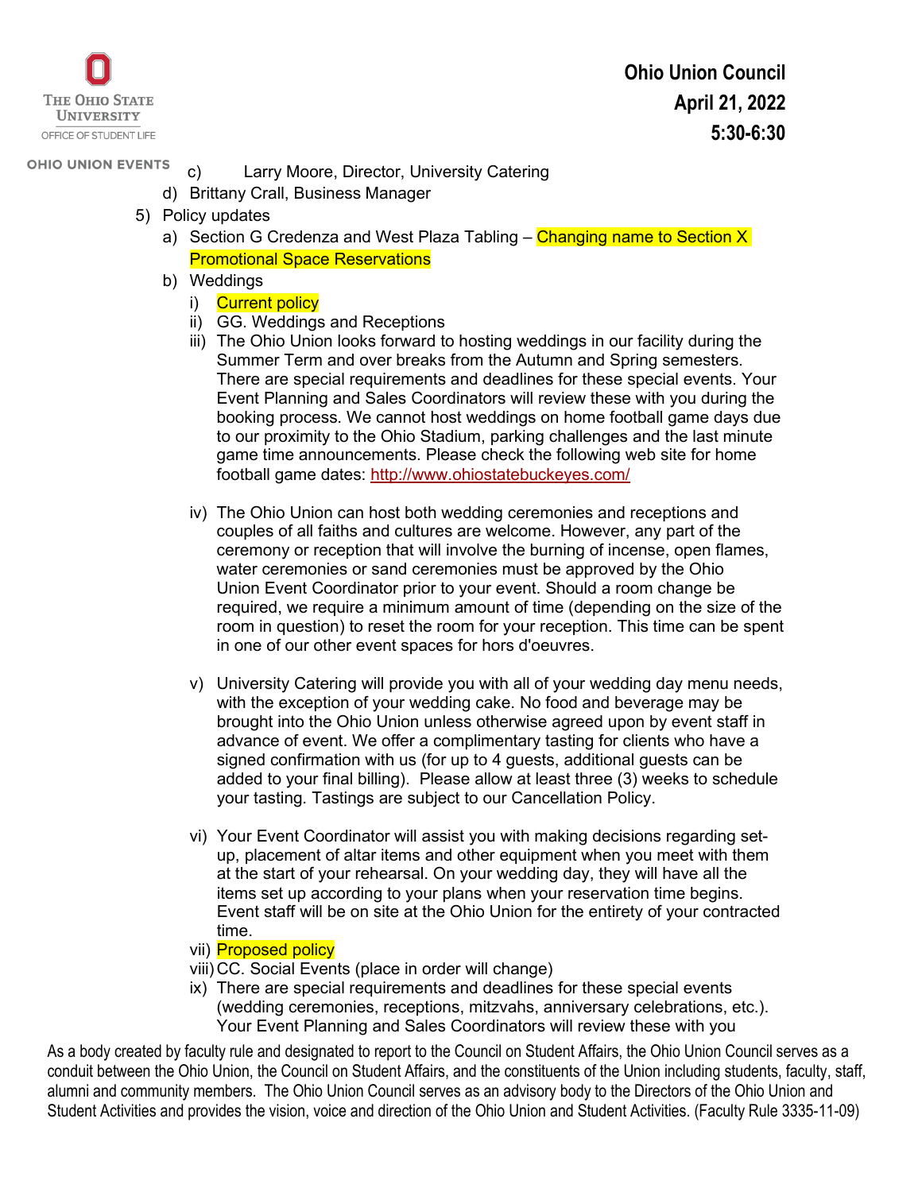c) Larry Moore, Director, University Catering

d) Brittany Crall, Business Manager

5) Policy updates

   a) Section G Credenza and West Plaza Tabling – Changing name to Section X Promotional Space Reservations

   b) Weddings

      i) Current policy

      ii) GG. Weddings and Receptions

      iii) The Ohio Union looks forward to hosting weddings in our facility during the Summer Term and over breaks from the Autumn and Spring semesters. There are special requirements and deadlines for these special events. Your Event Planning and Sales Coordinators will review these with you during the booking process. We cannot host weddings on home football game days due to our proximity to the Ohio Stadium, parking challenges and the last minute game time announcements. Please check the following web site for home football game dates: http://www.ohiostatebuckeyes.com/

      iv) The Ohio Union can host both wedding ceremonies and receptions and couples of all faiths and cultures are welcome. However, any part of the ceremony or reception that will involve the burning of incense, open flames, water ceremonies or sand ceremonies must be approved by the Ohio Union Event Coordinator prior to your event. Should a room change be required, we require a minimum amount of time (depending on the size of the room in question) to reset the room for your reception. This time can be spent in one of our other event spaces for hors d'oeuvres.

      v) University Catering will provide you with all of your wedding day menu needs, with the exception of your wedding cake. No food and beverage may be brought into the Ohio Union unless otherwise agreed upon by event staff in advance of event. We offer a complimentary tasting for clients who have a signed confirmation with us (for up to 4 guests, additional guests can be added to your final billing). Please allow at least three (3) weeks to schedule your tasting. Tastings are subject to our Cancellation Policy.

      vi) Your Event Coordinator will assist you with making decisions regarding set-up, placement of altar items and other equipment when you meet with them at the start of your rehearsal. On your wedding day, they will have all the items set up according to your plans when your reservation time begins. Event staff will be on site at the Ohio Union for the entirety of your contracted time.

      vii) Proposed policy

      viii) CC. Social Events (place in order will change)

      ix) There are special requirements and deadlines for these special events (wedding ceremonies, receptions, mitzvahs, anniversary celebrations, etc.). Your Event Planning and Sales Coordinators will review these with you

As a body created by faculty rule and designated to report to the Council on Student Affairs, the Ohio Union Council serves as a conduit between the Ohio Union, the Council on Student Affairs, and the constituents of the Union including students, faculty, staff, alumni and community members. The Ohio Union Council serves as an advisory body to the Directors of the Ohio Union and Student Activities and provides the vision, voice and direction of the Ohio Union and Student Activities. (Faculty Rule 3335-11-09)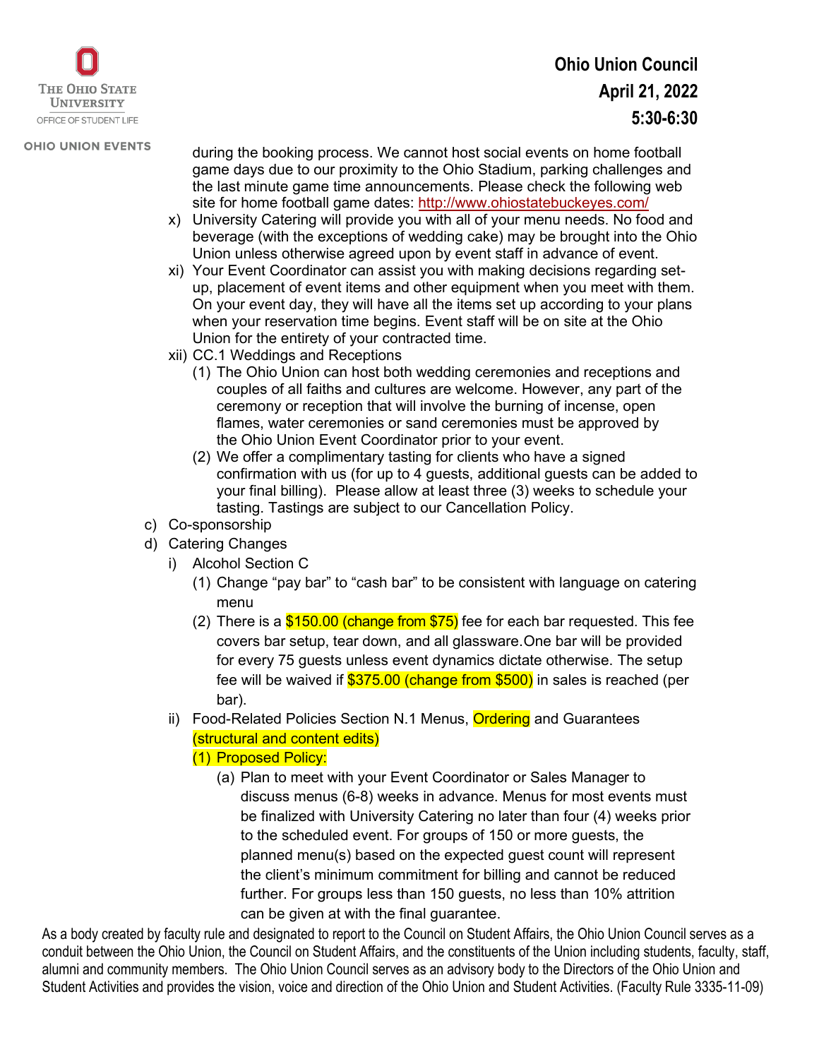during the booking process. We cannot host social events on home football game days due to our proximity to the Ohio Stadium, parking challenges and the last minute game time announcements. Please check the following web site for home football game dates: http://www.ohiostatebuckeyes.com/

x) University Catering will provide you with all of your menu needs. No food and beverage (with the exceptions of wedding cake) may be brought into the Ohio Union unless otherwise agreed upon by event staff in advance of event.

xi) Your Event Coordinator can assist you with making decisions regarding set-up, placement of event items and other equipment when you meet with them. On your event day, they will have all the items set up according to your plans when your reservation time begins. Event staff will be on site at the Ohio Union for the entirety of your contracted time.

xii) CC.1 Weddings and Receptions

(1) The Ohio Union can host both wedding ceremonies and receptions and couples of all faiths and cultures are welcome. However, any part of the ceremony or reception that will involve the burning of incense, open flames, water ceremonies or sand ceremonies must be approved by the Ohio Union Event Coordinator prior to your event.

(2) We offer a complimentary tasting for clients who have a signed confirmation with us (for up to 4 guests, additional guests can be added to your final billing). Please allow at least three (3) weeks to schedule your tasting. Tastings are subject to our Cancellation Policy.

c) Co-sponsorship

d) Catering Changes

i) Alcohol Section C

(1) Change "pay bar" to "cash bar" to be consistent with language on catering menu

(2) There is a $150.00 (change from $75) fee for each bar requested. This fee covers bar setup, tear down, and all glassware.One bar will be provided for every 75 guests unless event dynamics dictate otherwise. The setup fee will be waived if $375.00 (change from $500) in sales is reached (per bar).

ii) Food-Related Policies Section N.1 Menus, Ordering and Guarantees (structural and content edits)

(1) Proposed Policy:

(a) Plan to meet with your Event Coordinator or Sales Manager to discuss menus (6-8) weeks in advance. Menus for most events must be finalized with University Catering no later than four (4) weeks prior to the scheduled event. For groups of 150 or more guests, the planned menu(s) based on the expected guest count will represent the client's minimum commitment for billing and cannot be reduced further. For groups less than 150 guests, no less than 10% attrition can be given at with the final guarantee.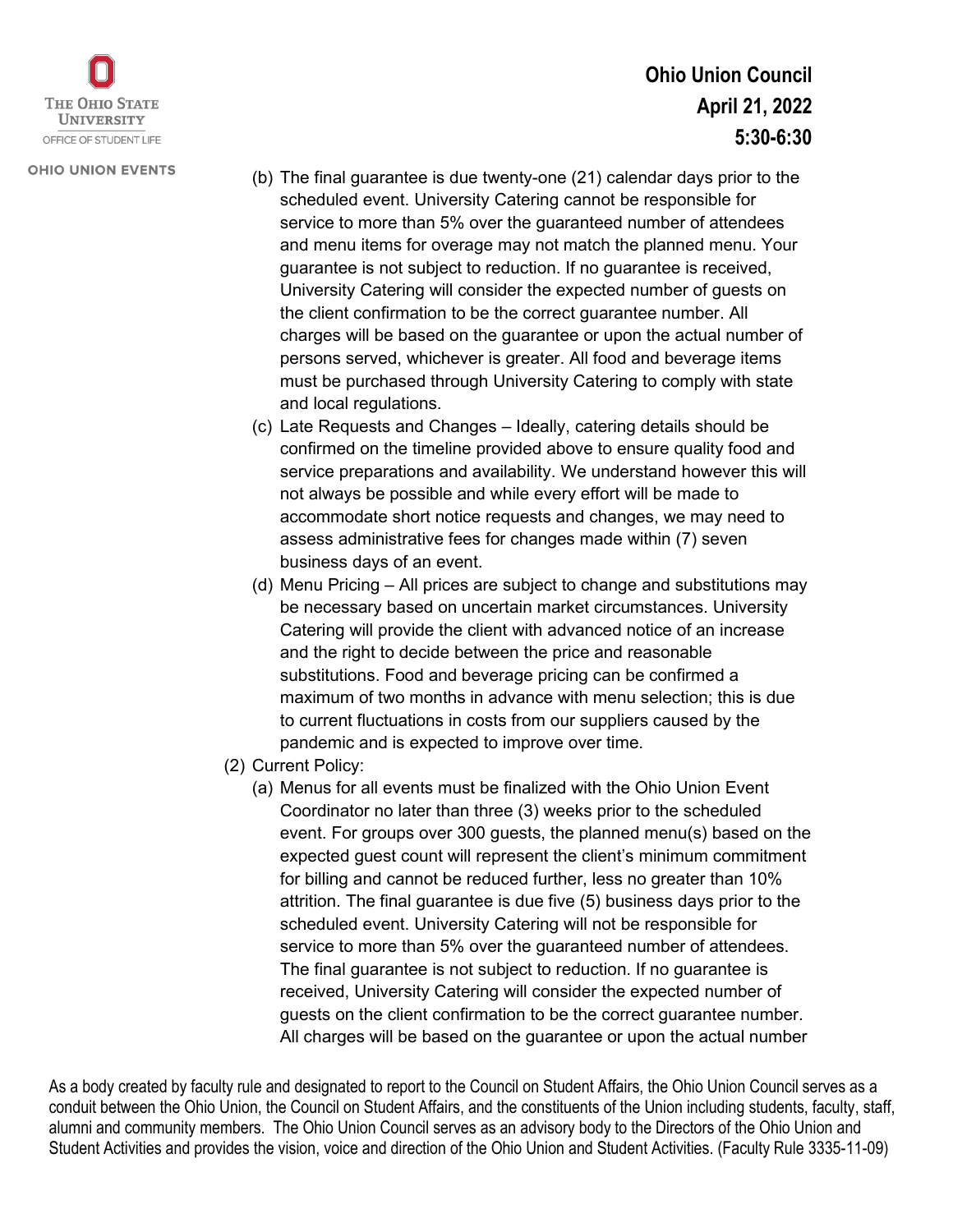(b) The final guarantee is due twenty-one (21) calendar days prior to the scheduled event. University Catering cannot be responsible for service to more than 5% over the guaranteed number of attendees and menu items for overage may not match the planned menu. Your guarantee is not subject to reduction. If no guarantee is received, University Catering will consider the expected number of guests on the client confirmation to be the correct guarantee number. All charges will be based on the guarantee or upon the actual number of persons served, whichever is greater. All food and beverage items must be purchased through University Catering to comply with state and local regulations.

(c) Late Requests and Changes – Ideally, catering details should be confirmed on the timeline provided above to ensure quality food and service preparations and availability. We understand however this will not always be possible and while every effort will be made to accommodate short notice requests and changes, we may need to assess administrative fees for changes made within (7) seven business days of an event.

(d) Menu Pricing – All prices are subject to change and substitutions may be necessary based on uncertain market circumstances. University Catering will provide the client with advanced notice of an increase and the right to decide between the price and reasonable substitutions. Food and beverage pricing can be confirmed a maximum of two months in advance with menu selection; this is due to current fluctuations in costs from our suppliers caused by the pandemic and is expected to improve over time.

(2) Current Policy:

(a) Menus for all events must be finalized with the Ohio Union Event Coordinator no later than three (3) weeks prior to the scheduled event. For groups over 300 guests, the planned menu(s) based on the expected guest count will represent the client's minimum commitment for billing and cannot be reduced further, less no greater than 10% attrition. The final guarantee is due five (5) business days prior to the scheduled event. University Catering will not be responsible for service to more than 5% over the guaranteed number of attendees. The final guarantee is not subject to reduction. If no guarantee is received, University Catering will consider the expected number of guests on the client confirmation to be the correct guarantee number. All charges will be based on the guarantee or upon the actual number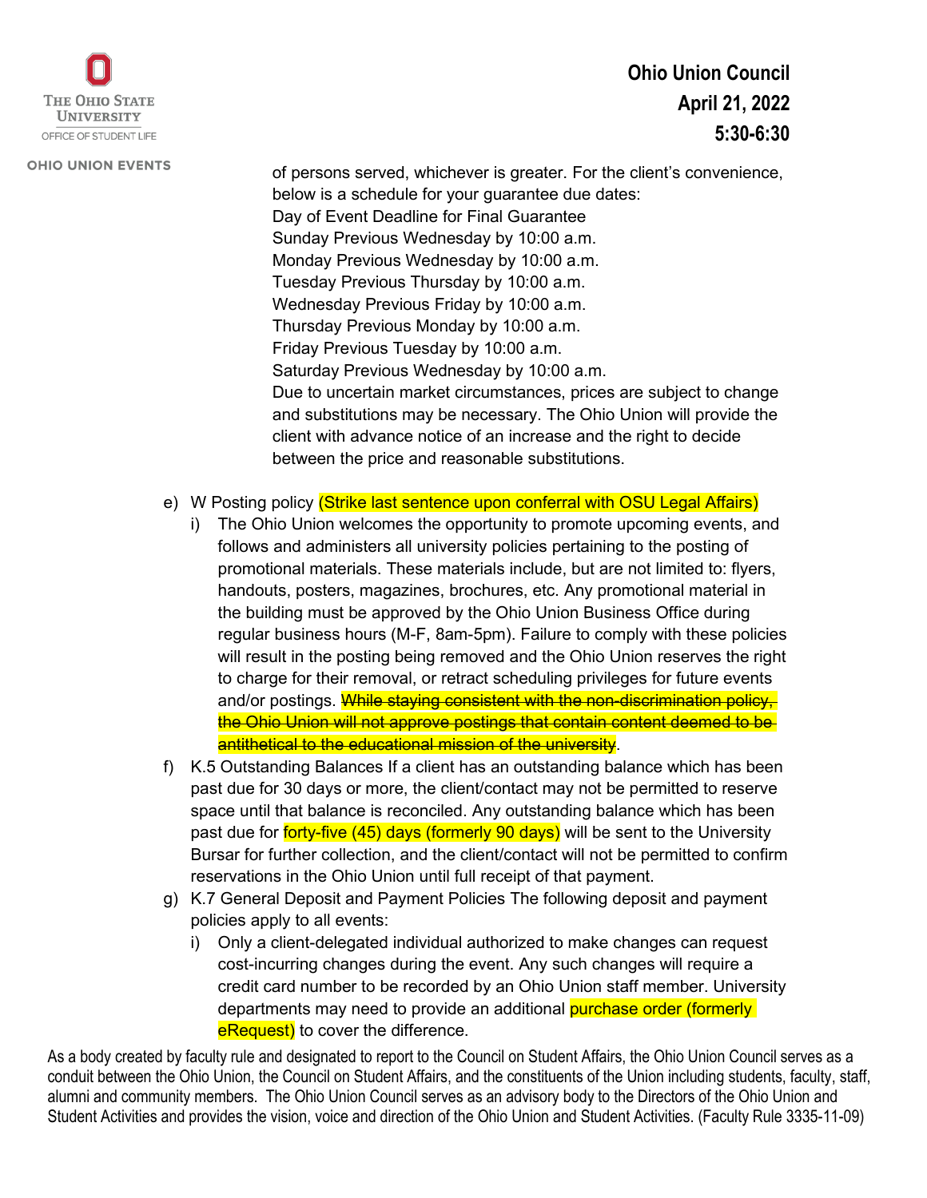of persons served, whichever is greater. For the client's convenience, below is a schedule for your guarantee due dates:

| Day of Event | Deadline for Final Guarantee |
| --- | --- |
| Sunday | Previous Wednesday by 10:00 a.m. |
| Monday | Previous Wednesday by 10:00 a.m. |
| Tuesday | Previous Thursday by 10:00 a.m. |
| Wednesday | Previous Friday by 10:00 a.m. |
| Thursday | Previous Monday by 10:00 a.m. |
| Friday | Previous Tuesday by 10:00 a.m. |
| Saturday | Previous Wednesday by 10:00 a.m. |

Due to uncertain market circumstances, prices are subject to change and substitutions may be necessary. The Ohio Union will provide the client with advance notice of an increase and the right to decide between the price and reasonable substitutions.

e) W Posting policy (Strike last sentence upon conferral with OSU Legal Affairs)
   i) The Ohio Union welcomes the opportunity to promote upcoming events, and follows and administers all university policies pertaining to the posting of promotional materials. These materials include, but are not limited to: flyers, handouts, posters, magazines, brochures, etc. Any promotional material in the building must be approved by the Ohio Union Business Office during regular business hours (M-F, 8am-5pm). Failure to comply with these policies will result in the posting being removed and the Ohio Union reserves the right to charge for their removal, or retract scheduling privileges for future events and/or postings. ~~While staying consistent with the non-discrimination policy, the Ohio Union will not approve postings that contain content deemed to be antithetical to the educational mission of the university~~.

f) K.5 Outstanding Balances If a client has an outstanding balance which has been past due for 30 days or more, the client/contact may not be permitted to reserve space until that balance is reconciled. Any outstanding balance which has been past due for forty-five (45) days (formerly 90 days) will be sent to the University Bursar for further collection, and the client/contact will not be permitted to confirm reservations in the Ohio Union until full receipt of that payment.

g) K.7 General Deposit and Payment Policies The following deposit and payment policies apply to all events:
   i) Only a client-delegated individual authorized to make changes can request cost-incurring changes during the event. Any such changes will require a credit card number to be recorded by an Ohio Union staff member. University departments may need to provide an additional purchase order (formerly eRequest) to cover the difference.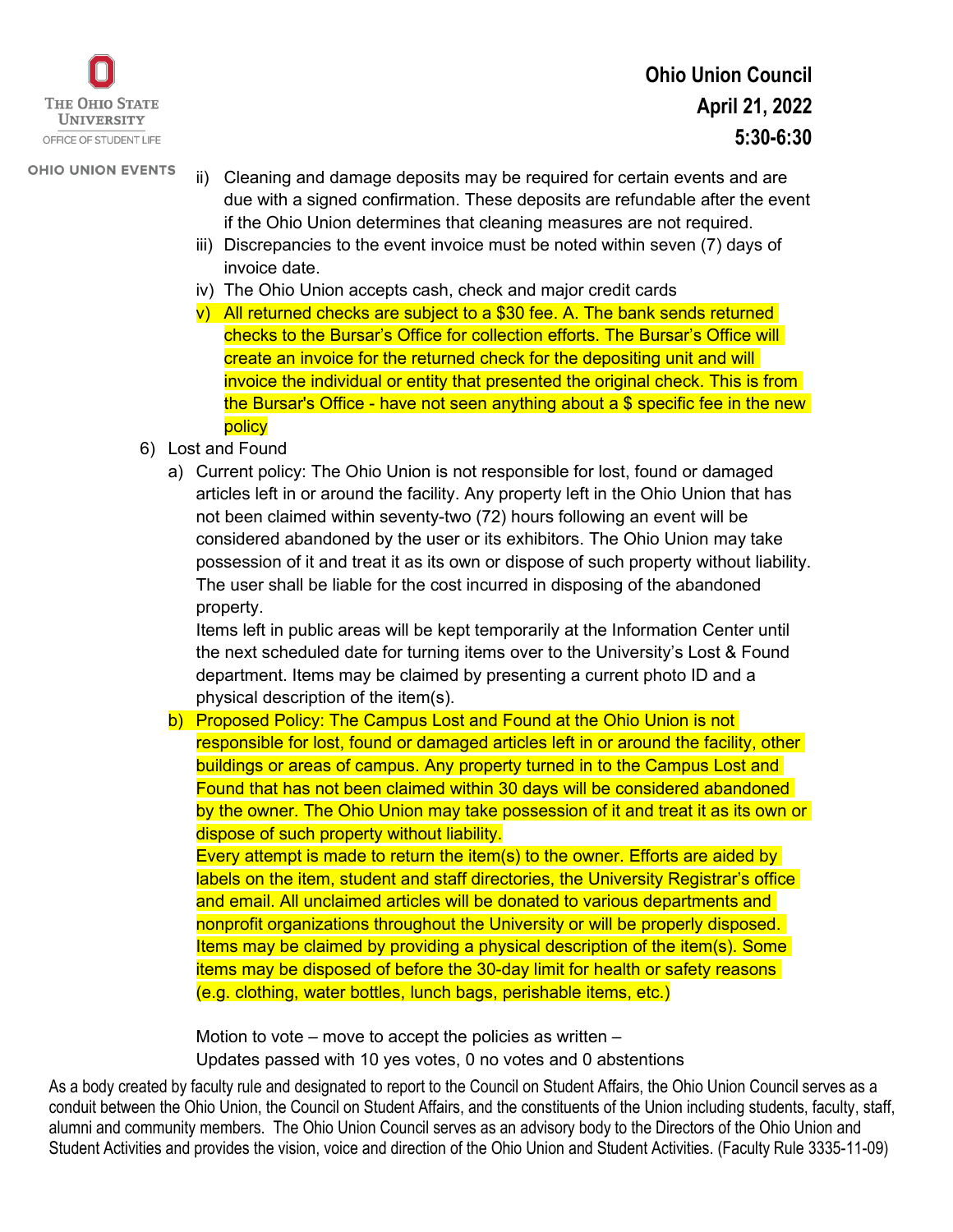ii) Cleaning and damage deposits may be required for certain events and are due with a signed confirmation. These deposits are refundable after the event if the Ohio Union determines that cleaning measures are not required.

iii) Discrepancies to the event invoice must be noted within seven (7) days of invoice date.

iv) The Ohio Union accepts cash, check and major credit cards

v) All returned checks are subject to a $30 fee. A. The bank sends returned checks to the Bursar's Office for collection efforts. The Bursar's Office will create an invoice for the returned check for the depositing unit and will invoice the individual or entity that presented the original check. This is from the Bursar's Office - have not seen anything about a $ specific fee in the new policy

6) Lost and Found

a) Current policy: The Ohio Union is not responsible for lost, found or damaged articles left in or around the facility. Any property left in the Ohio Union that has not been claimed within seventy-two (72) hours following an event will be considered abandoned by the user or its exhibitors. The Ohio Union may take possession of it and treat it as its own or dispose of such property without liability. The user shall be liable for the cost incurred in disposing of the abandoned property.

Items left in public areas will be kept temporarily at the Information Center until the next scheduled date for turning items over to the University's Lost & Found department. Items may be claimed by presenting a current photo ID and a physical description of the item(s).

b) Proposed Policy: The Campus Lost and Found at the Ohio Union is not responsible for lost, found or damaged articles left in or around the facility, other buildings or areas of campus. Any property turned in to the Campus Lost and Found that has not been claimed within 30 days will be considered abandoned by the owner. The Ohio Union may take possession of it and treat it as its own or dispose of such property without liability.

Every attempt is made to return the item(s) to the owner. Efforts are aided by labels on the item, student and staff directories, the University Registrar's office and email. All unclaimed articles will be donated to various departments and nonprofit organizations throughout the University or will be properly disposed. Items may be claimed by providing a physical description of the item(s). Some items may be disposed of before the 30-day limit for health or safety reasons (e.g. clothing, water bottles, lunch bags, perishable items, etc.)

Motion to vote – move to accept the policies as written –
Updates passed with 10 yes votes, 0 no votes and 0 abstentions

As a body created by faculty rule and designated to report to the Council on Student Affairs, the Ohio Union Council serves as a conduit between the Ohio Union, the Council on Student Affairs, and the constituents of the Union including students, faculty, staff, alumni and community members. The Ohio Union Council serves as an advisory body to the Directors of the Ohio Union and Student Activities and provides the vision, voice and direction of the Ohio Union and Student Activities. (Faculty Rule 3335-11-09)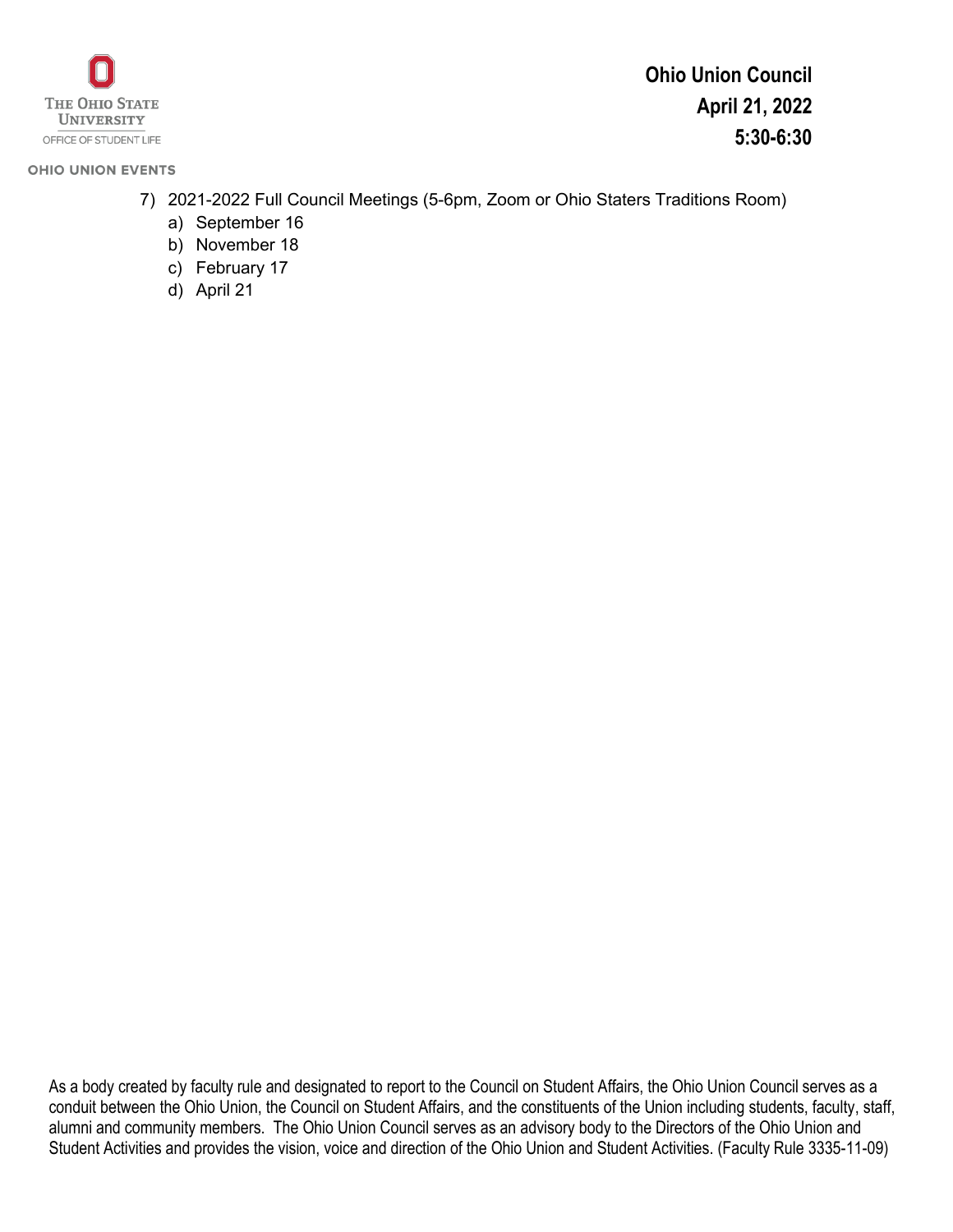7) 2021-2022 Full Council Meetings (5-6pm, Zoom or Ohio Staters Traditions Room)
   a) September 16
   b) November 18
   c) February 17
   d) April 21

As a body created by faculty rule and designated to report to the Council on Student Affairs, the Ohio Union Council serves as a conduit between the Ohio Union, the Council on Student Affairs, and the constituents of the Union including students, faculty, staff, alumni and community members. The Ohio Union Council serves as an advisory body to the Directors of the Ohio Union and Student Activities and provides the vision, voice and direction of the Ohio Union and Student Activities. (Faculty Rule 3335-11-09)